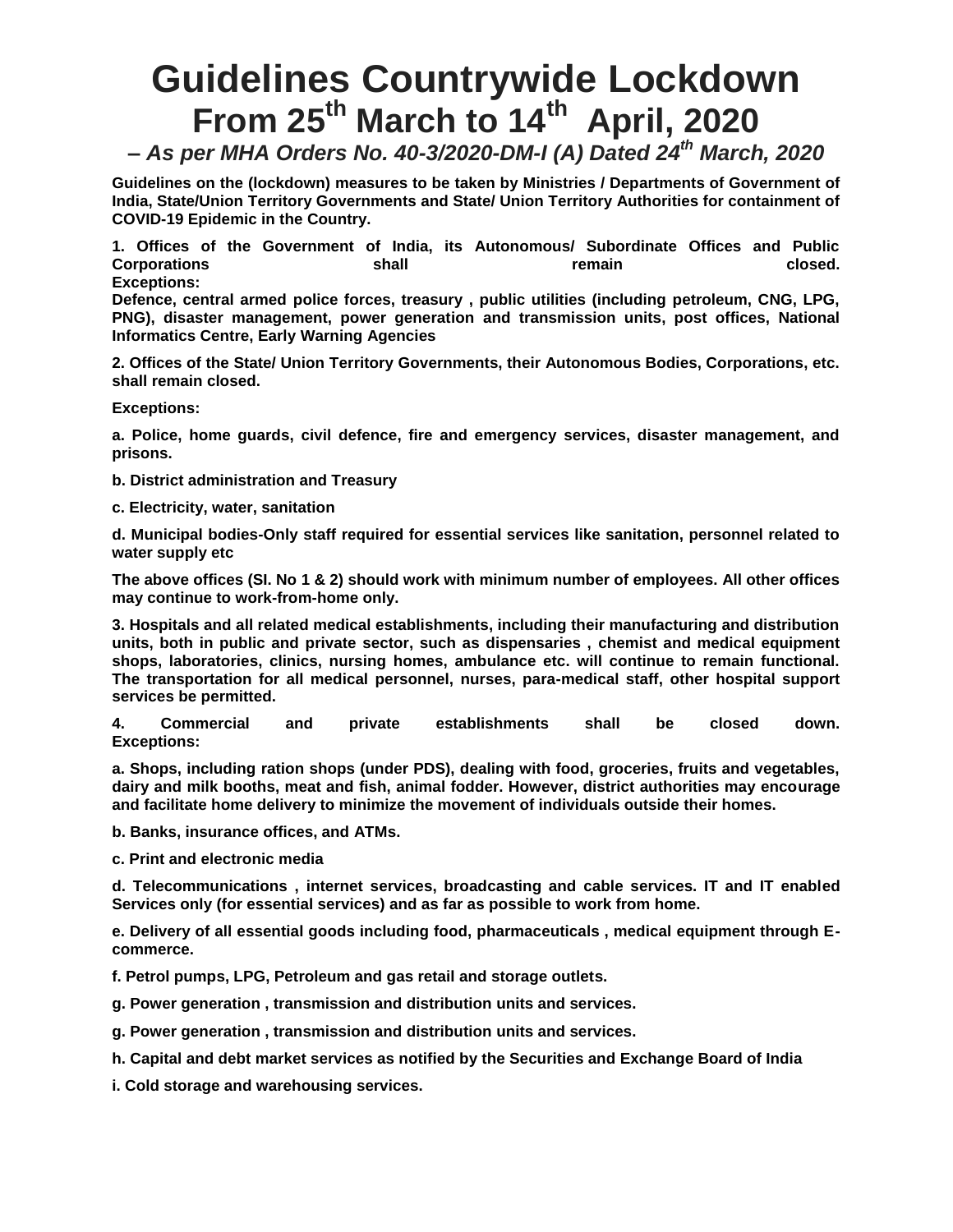# Guidelines Countrywide Lockdown From 25th March to 14th April, 2020

***– As per MHA Orders No. 40-3/2020-DM-I (A) Dated 24th March, 2020***

**Guidelines on the (lockdown) measures to be taken by Ministries / Departments of Government of India, State/Union Territory Governments and State/ Union Territory Authorities for containment of COVID-19 Epidemic in the Country.**

**1. Offices of the Government of India, its Autonomous/ Subordinate Offices and Public Corporations shall remain closed.**
**Exceptions:**
**Defence, central armed police forces, treasury , public utilities (including petroleum, CNG, LPG, PNG), disaster management, power generation and transmission units, post offices, National Informatics Centre, Early Warning Agencies**

**2. Offices of the State/ Union Territory Governments, their Autonomous Bodies, Corporations, etc. shall remain closed.**

**Exceptions:**

**a. Police, home guards, civil defence, fire and emergency services, disaster management, and prisons.**

**b. District administration and Treasury**

**c. Electricity, water, sanitation**

**d. Municipal bodies-Only staff required for essential services like sanitation, personnel related to water supply etc**

**The above offices (SI. No 1 & 2) should work with minimum number of employees. All other offices may continue to work-from-home only.**

**3. Hospitals and all related medical establishments, including their manufacturing and distribution units, both in public and private sector, such as dispensaries , chemist and medical equipment shops, laboratories, clinics, nursing homes, ambulance etc. will continue to remain functional. The transportation for all medical personnel, nurses, para-medical staff, other hospital support services be permitted.**

**4. Commercial and private establishments shall be closed down.**
**Exceptions:**

**a. Shops, including ration shops (under PDS), dealing with food, groceries, fruits and vegetables, dairy and milk booths, meat and fish, animal fodder. However, district authorities may encourage and facilitate home delivery to minimize the movement of individuals outside their homes.**

**b. Banks, insurance offices, and ATMs.**

**c. Print and electronic media**

**d. Telecommunications , internet services, broadcasting and cable services. IT and IT enabled Services only (for essential services) and as far as possible to work from home.**

**e. Delivery of all essential goods including food, pharmaceuticals , medical equipment through E-commerce.**

**f. Petrol pumps, LPG, Petroleum and gas retail and storage outlets.**

**g. Power generation , transmission and distribution units and services.**

**g. Power generation , transmission and distribution units and services.**

**h. Capital and debt market services as notified by the Securities and Exchange Board of India**

**i. Cold storage and warehousing services.**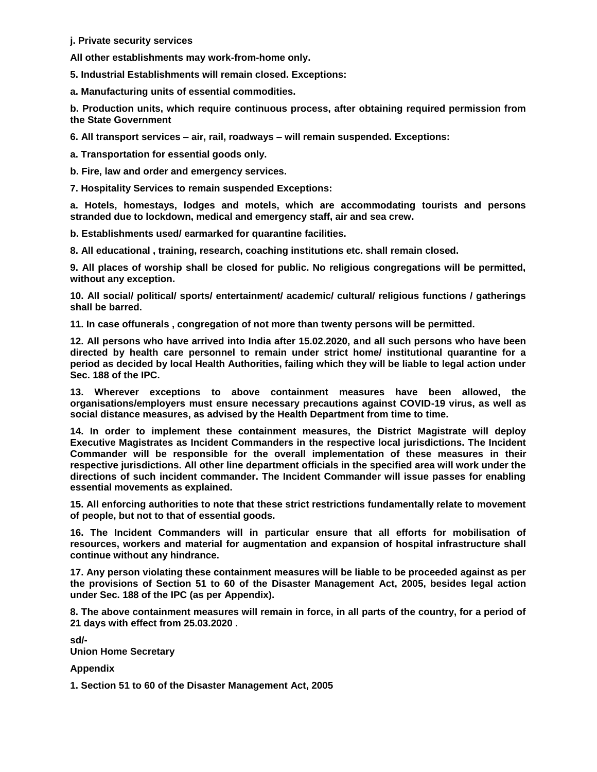**j. Private security services**

**All other establishments may work-from-home only.**

**5. Industrial Establishments will remain closed. Exceptions:**

**a. Manufacturing units of essential commodities.**

**b. Production units, which require continuous process, after obtaining required permission from the State Government**

**6. All transport services – air, rail, roadways – will remain suspended. Exceptions:**

**a. Transportation for essential goods only.**

**b. Fire, law and order and emergency services.**

**7. Hospitality Services to remain suspended Exceptions:**

**a. Hotels, homestays, lodges and motels, which are accommodating tourists and persons stranded due to lockdown, medical and emergency staff, air and sea crew.**

**b. Establishments used/ earmarked for quarantine facilities.**

**8. All educational , training, research, coaching institutions etc. shall remain closed.**

**9. All places of worship shall be closed for public. No religious congregations will be permitted, without any exception.**

**10. All social/ political/ sports/ entertainment/ academic/ cultural/ religious functions / gatherings shall be barred.**

**11. In case offunerals , congregation of not more than twenty persons will be permitted.**

**12. All persons who have arrived into India after 15.02.2020, and all such persons who have been directed by health care personnel to remain under strict home/ institutional quarantine for a period as decided by local Health Authorities, failing which they will be liable to legal action under Sec. 188 of the IPC.**

**13. Wherever exceptions to above containment measures have been allowed, the organisations/employers must ensure necessary precautions against COVID-19 virus, as well as social distance measures, as advised by the Health Department from time to time.**

**14. In order to implement these containment measures, the District Magistrate will deploy Executive Magistrates as Incident Commanders in the respective local jurisdictions. The Incident Commander will be responsible for the overall implementation of these measures in their respective jurisdictions. All other line department officials in the specified area will work under the directions of such incident commander. The Incident Commander will issue passes for enabling essential movements as explained.**

**15. All enforcing authorities to note that these strict restrictions fundamentally relate to movement of people, but not to that of essential goods.**

**16. The Incident Commanders will in particular ensure that all efforts for mobilisation of resources, workers and material for augmentation and expansion of hospital infrastructure shall continue without any hindrance.**

**17. Any person violating these containment measures will be liable to be proceeded against as per the provisions of Section 51 to 60 of the Disaster Management Act, 2005, besides legal action under Sec. 188 of the IPC (as per Appendix).**

**8. The above containment measures will remain in force, in all parts of the country, for a period of 21 days with effect from 25.03.2020 .**

**sd/-**
**Union Home Secretary**

**Appendix**

**1. Section 51 to 60 of the Disaster Management Act, 2005**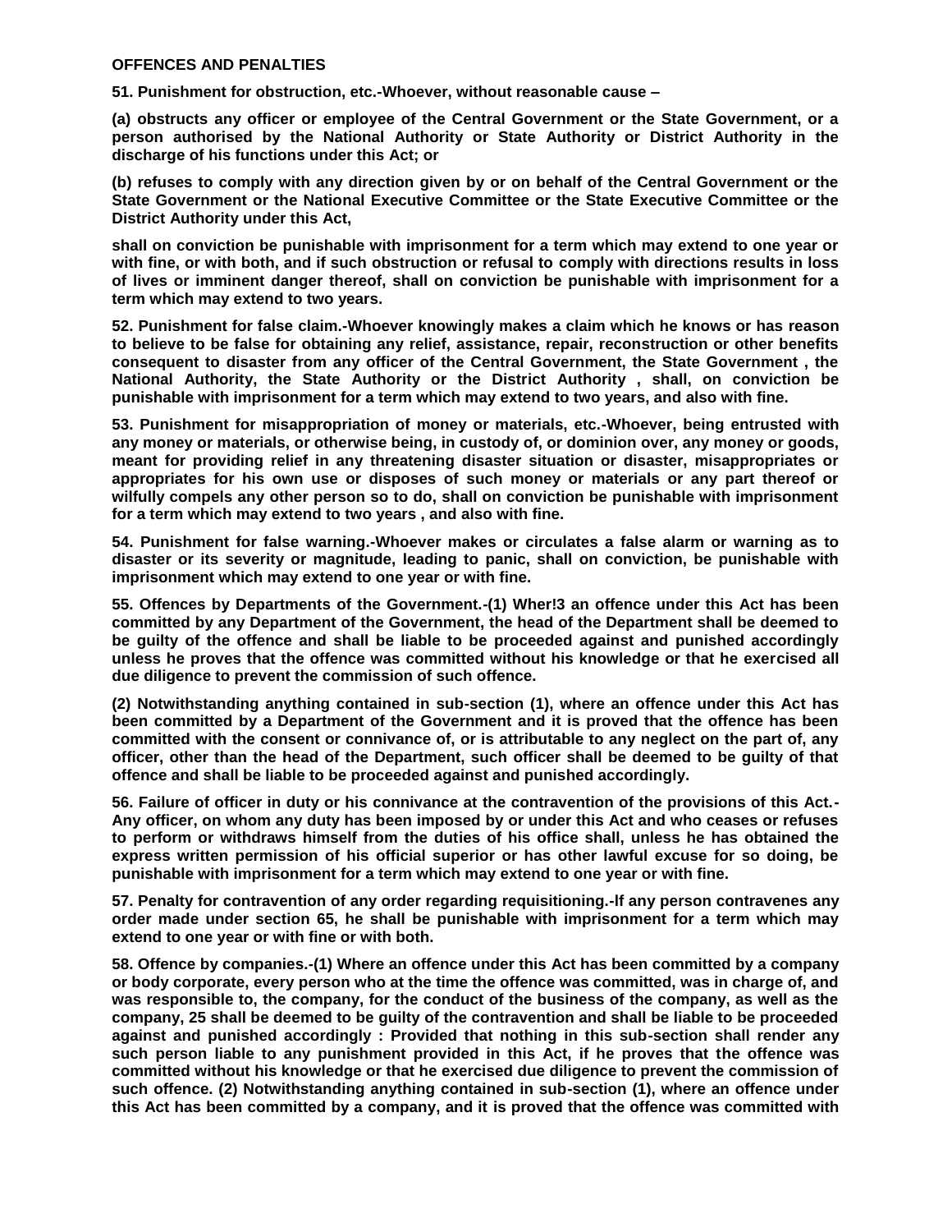**OFFENCES AND PENALTIES**

**51. Punishment for obstruction, etc.-Whoever, without reasonable cause –**

**(a) obstructs any officer or employee of the Central Government or the State Government, or a person authorised by the National Authority or State Authority or District Authority in the discharge of his functions under this Act; or**

**(b) refuses to comply with any direction given by or on behalf of the Central Government or the State Government or the National Executive Committee or the State Executive Committee or the District Authority under this Act,**

**shall on conviction be punishable with imprisonment for a term which may extend to one year or with fine, or with both, and if such obstruction or refusal to comply with directions results in loss of lives or imminent danger thereof, shall on conviction be punishable with imprisonment for a term which may extend to two years.**

**52. Punishment for false claim.-Whoever knowingly makes a claim which he knows or has reason to believe to be false for obtaining any relief, assistance, repair, reconstruction or other benefits consequent to disaster from any officer of the Central Government, the State Government , the National Authority, the State Authority or the District Authority , shall, on conviction be punishable with imprisonment for a term which may extend to two years, and also with fine.**

**53. Punishment for misappropriation of money or materials, etc.-Whoever, being entrusted with any money or materials, or otherwise being, in custody of, or dominion over, any money or goods, meant for providing relief in any threatening disaster situation or disaster, misappropriates or appropriates for his own use or disposes of such money or materials or any part thereof or wilfully compels any other person so to do, shall on conviction be punishable with imprisonment for a term which may extend to two years , and also with fine.**

**54. Punishment for false warning.-Whoever makes or circulates a false alarm or warning as to disaster or its severity or magnitude, leading to panic, shall on conviction, be punishable with imprisonment which may extend to one year or with fine.**

**55. Offences by Departments of the Government.-(1) Wher!3 an offence under this Act has been committed by any Department of the Government, the head of the Department shall be deemed to be guilty of the offence and shall be liable to be proceeded against and punished accordingly unless he proves that the offence was committed without his knowledge or that he exercised all due diligence to prevent the commission of such offence.**

**(2) Notwithstanding anything contained in sub-section (1), where an offence under this Act has been committed by a Department of the Government and it is proved that the offence has been committed with the consent or connivance of, or is attributable to any neglect on the part of, any officer, other than the head of the Department, such officer shall be deemed to be guilty of that offence and shall be liable to be proceeded against and punished accordingly.**

**56. Failure of officer in duty or his connivance at the contravention of the provisions of this Act.- Any officer, on whom any duty has been imposed by or under this Act and who ceases or refuses to perform or withdraws himself from the duties of his office shall, unless he has obtained the express written permission of his official superior or has other lawful excuse for so doing, be punishable with imprisonment for a term which may extend to one year or with fine.**

**57. Penalty for contravention of any order regarding requisitioning.-If any person contravenes any order made under section 65, he shall be punishable with imprisonment for a term which may extend to one year or with fine or with both.**

**58. Offence by companies.-(1) Where an offence under this Act has been committed by a company or body corporate, every person who at the time the offence was committed, was in charge of, and was responsible to, the company, for the conduct of the business of the company, as well as the company, 25 shall be deemed to be guilty of the contravention and shall be liable to be proceeded against and punished accordingly : Provided that nothing in this sub-section shall render any such person liable to any punishment provided in this Act, if he proves that the offence was committed without his knowledge or that he exercised due diligence to prevent the commission of such offence. (2) Notwithstanding anything contained in sub-section (1), where an offence under this Act has been committed by a company, and it is proved that the offence was committed with**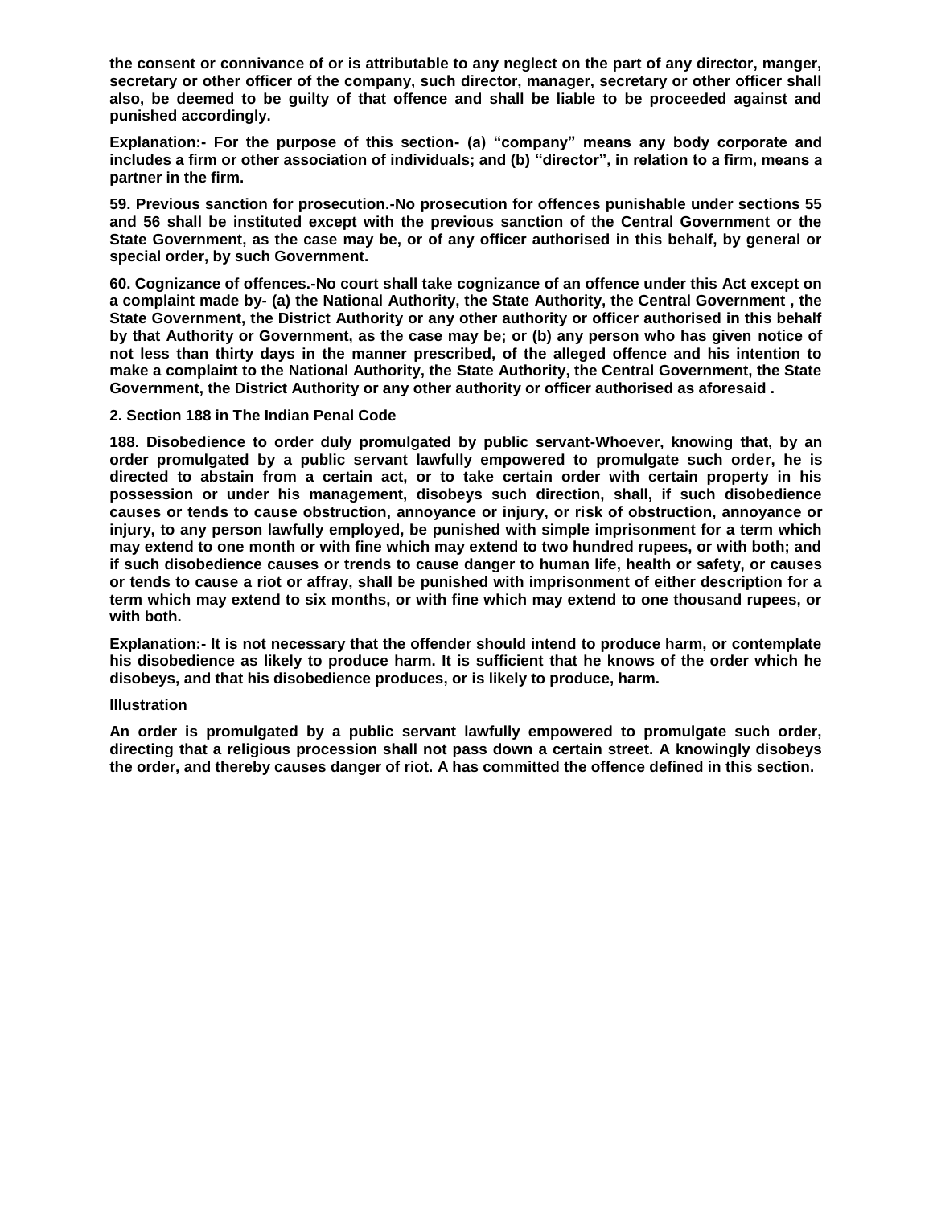**the consent or connivance of or is attributable to any neglect on the part of any director, manger, secretary or other officer of the company, such director, manager, secretary or other officer shall also, be deemed to be guilty of that offence and shall be liable to be proceeded against and punished accordingly.**

**Explanation:- For the purpose of this section- (a) "company" means any body corporate and includes a firm or other association of individuals; and (b) "director", in relation to a firm, means a partner in the firm.**

**59. Previous sanction for prosecution.-No prosecution for offences punishable under sections 55 and 56 shall be instituted except with the previous sanction of the Central Government or the State Government, as the case may be, or of any officer authorised in this behalf, by general or special order, by such Government.**

**60. Cognizance of offences.-No court shall take cognizance of an offence under this Act except on a complaint made by- (a) the National Authority, the State Authority, the Central Government , the State Government, the District Authority or any other authority or officer authorised in this behalf by that Authority or Government, as the case may be; or (b) any person who has given notice of not less than thirty days in the manner prescribed, of the alleged offence and his intention to make a complaint to the National Authority, the State Authority, the Central Government, the State Government, the District Authority or any other authority or officer authorised as aforesaid .**

**2. Section 188 in The Indian Penal Code**

**188. Disobedience to order duly promulgated by public servant-Whoever, knowing that, by an order promulgated by a public servant lawfully empowered to promulgate such order, he is directed to abstain from a certain act, or to take certain order with certain property in his possession or under his management, disobeys such direction, shall, if such disobedience causes or tends to cause obstruction, annoyance or injury, or risk of obstruction, annoyance or injury, to any person lawfully employed, be punished with simple imprisonment for a term which may extend to one month or with fine which may extend to two hundred rupees, or with both; and if such disobedience causes or trends to cause danger to human life, health or safety, or causes or tends to cause a riot or affray, shall be punished with imprisonment of either description for a term which may extend to six months, or with fine which may extend to one thousand rupees, or with both.**

**Explanation:- It is not necessary that the offender should intend to produce harm, or contemplate his disobedience as likely to produce harm. It is sufficient that he knows of the order which he disobeys, and that his disobedience produces, or is likely to produce, harm.**

**Illustration**

**An order is promulgated by a public servant lawfully empowered to promulgate such order, directing that a religious procession shall not pass down a certain street. A knowingly disobeys the order, and thereby causes danger of riot. A has committed the offence defined in this section.**